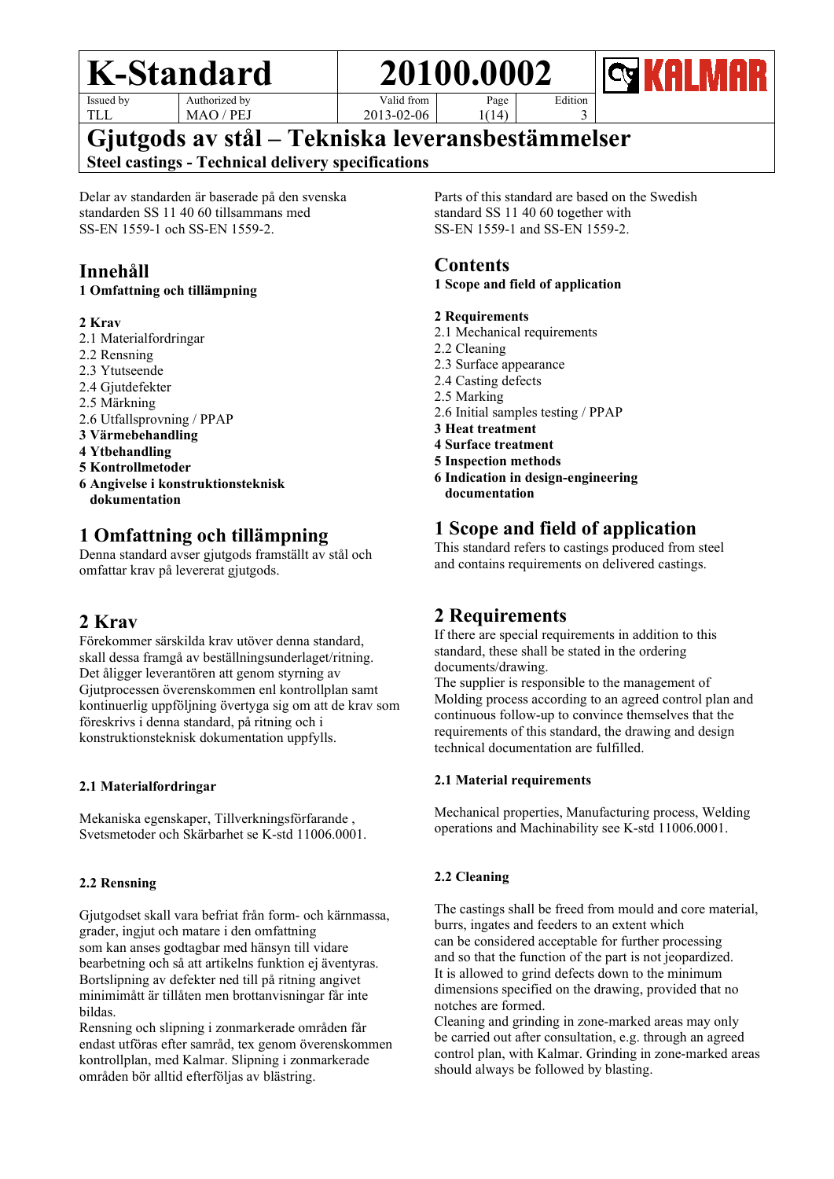| K-Standard | | 20100.0002 | | | KALMAR |
|---|---|---|---|---|---|
| Issued by<br>TLL | Authorized by<br>MAO / PEJ | Valid from<br>2013-02-06 | Page<br>1(14) | Edition<br>3 | |

# Gjutgods av stål – Tekniska leveransbestämmelser

**Steel castings - Technical delivery specifications**

Delar av standarden är baserade på den svenska standarden SS 11 40 60 tillsammans med SS-EN 1559-1 och SS-EN 1559-2.

## Innehåll

**1 Omfattning och tillämpning**

**2 Krav**
2.1 Materialfordringar
2.2 Rensning
2.3 Ytutseende
2.4 Gjutdefekter
2.5 Märkning
2.6 Utfallsprovning / PPAP
**3 Värmebehandling**
**4 Ytbehandling**
**5 Kontrollmetoder**
**6 Angivelse i konstruktionsteknisk dokumentation**

## 1 Omfattning och tillämpning

Denna standard avser gjutgods framställt av stål och omfattar krav på levererat gjutgods.

## 2 Krav

Förekommer särskilda krav utöver denna standard, skall dessa framgå av beställningsunderlaget/ritning. Det åligger leverantören att genom styrning av Gjutprocessen överenskommen enl kontrollplan samt kontinuerlig uppföljning övertyga sig om att de krav som föreskrivs i denna standard, på ritning och i konstruktionsteknisk dokumentation uppfylls.

### 2.1 Materialfordringar

Mekaniska egenskaper, Tillverkningsförfarande , Svetsmetoder och Skärbarhet se K-std 11006.0001.

### 2.2 Rensning

Gjutgodset skall vara befriat från form- och kärnmassa, grader, ingjut och matare i den omfattning som kan anses godtagbar med hänsyn till vidare bearbetning och så att artikelns funktion ej äventyras.
Bortslipning av defekter ned till på ritning angivet minimimått är tillåten men brottanvisningar får inte bildas.
Rensning och slipning i zonmarkerade områden får endast utföras efter samråd, tex genom överenskommen kontrollplan, med Kalmar. Slipning i zonmarkerade områden bör alltid efterföljas av blästring.

---

Parts of this standard are based on the Swedish standard SS 11 40 60 together with SS-EN 1559-1 and SS-EN 1559-2.

## Contents

**1 Scope and field of application**

**2 Requirements**
2.1 Mechanical requirements
2.2 Cleaning
2.3 Surface appearance
2.4 Casting defects
2.5 Marking
2.6 Initial samples testing / PPAP
**3 Heat treatment**
**4 Surface treatment**
**5 Inspection methods**
**6 Indication in design-engineering documentation**

## 1 Scope and field of application

This standard refers to castings produced from steel and contains requirements on delivered castings.

## 2 Requirements

If there are special requirements in addition to this standard, these shall be stated in the ordering documents/drawing.
The supplier is responsible to the management of Molding process according to an agreed control plan and continuous follow-up to convince themselves that the requirements of this standard, the drawing and design technical documentation are fulfilled.

### 2.1 Material requirements

Mechanical properties, Manufacturing process, Welding operations and Machinability see K-std 11006.0001.

### 2.2 Cleaning

The castings shall be freed from mould and core material, burrs, ingates and feeders to an extent which can be considered acceptable for further processing and so that the function of the part is not jeopardized.
It is allowed to grind defects down to the minimum dimensions specified on the drawing, provided that no notches are formed.
Cleaning and grinding in zone-marked areas may only be carried out after consultation, e.g. through an agreed control plan, with Kalmar. Grinding in zone-marked areas should always be followed by blasting.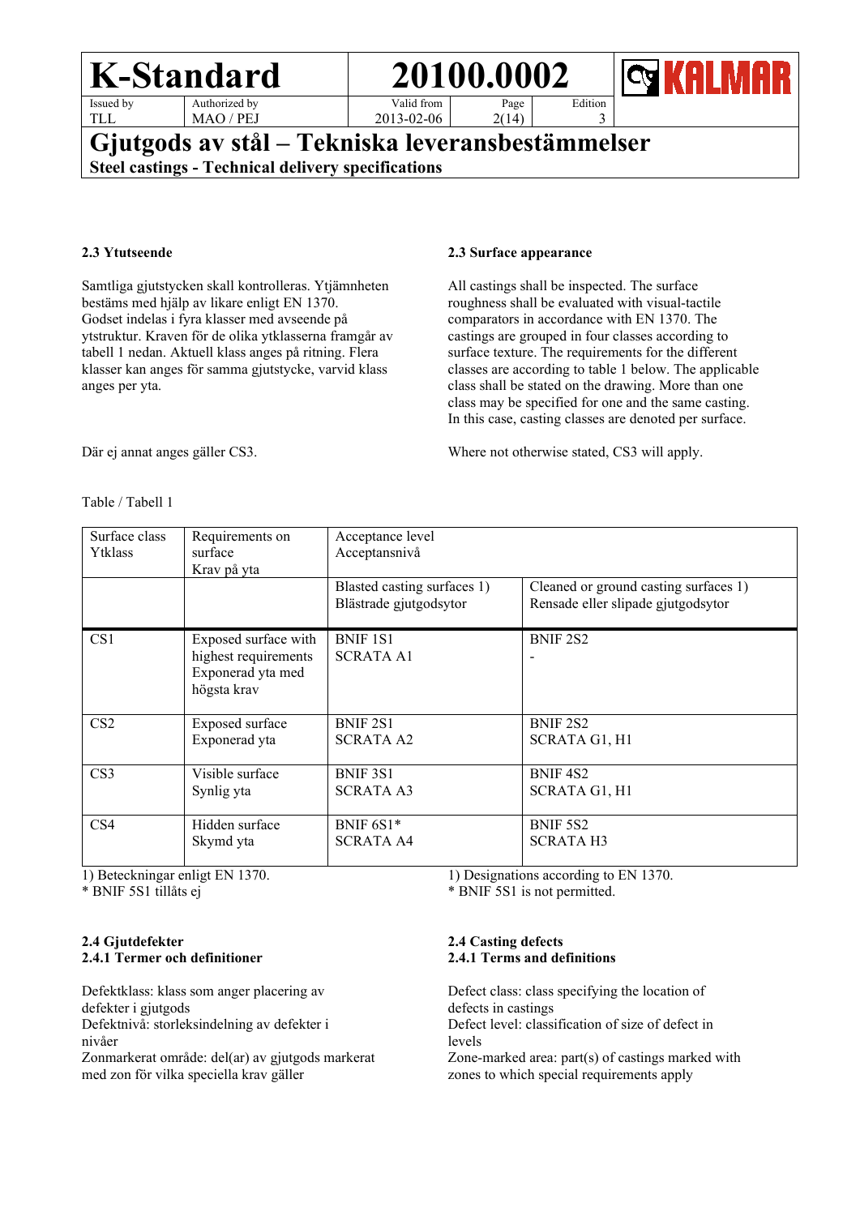### 2.3 Ytutseende

Samtliga gjutstycken skall kontrolleras. Ytjämnheten bestäms med hjälp av likare enligt EN 1370. Godset indelas i fyra klasser med avseende på ytstruktur. Kraven för de olika ytklasserna framgår av tabell 1 nedan. Aktuell klass anges på ritning. Flera klasser kan anges för samma gjutstycke, varvid klass anges per yta.

Där ej annat anges gäller CS3.

### 2.3 Surface appearance

All castings shall be inspected. The surface roughness shall be evaluated with visual-tactile comparators in accordance with EN 1370. The castings are grouped in four classes according to surface texture. The requirements for the different classes are according to table 1 below. The applicable class shall be stated on the drawing. More than one class may be specified for one and the same casting. In this case, casting classes are denoted per surface.

Where not otherwise stated, CS3 will apply.

Table / Tabell 1

| Surface class Ytklass | Requirements on surface Krav på yta | Acceptance level Acceptansnivå | |
|---|---|---|---|
| | | Blasted casting surfaces 1) Blästrade gjutgodsytor | Cleaned or ground casting surfaces 1) Rensade eller slipade gjutgodsytor |
| CS1 | Exposed surface with highest requirements Exponerad yta med högsta krav | BNIF 1S1 SCRATA A1 | BNIF 2S2 - |
| CS2 | Exposed surface Exponerad yta | BNIF 2S1 SCRATA A2 | BNIF 2S2 SCRATA G1, H1 |
| CS3 | Visible surface Synlig yta | BNIF 3S1 SCRATA A3 | BNIF 4S2 SCRATA G1, H1 |
| CS4 | Hidden surface Skymd yta | BNIF 6S1* SCRATA A4 | BNIF 5S2 SCRATA H3 |

1) Beteckningar enligt EN 1370.
* BNIF 5S1 tillåts ej

1) Designations according to EN 1370.
* BNIF 5S1 is not permitted.

### 2.4 Gjutdefekter
#### 2.4.1 Termer och definitioner

Defektklass: klass som anger placering av defekter i gjutgods
Defektnivå: storleksindelning av defekter i nivåer
Zonmarkerat område: del(ar) av gjutgods markerat med zon för vilka speciella krav gäller

### 2.4 Casting defects
#### 2.4.1 Terms and definitions

Defect class: class specifying the location of defects in castings
Defect level: classification of size of defect in levels
Zone-marked area: part(s) of castings marked with zones to which special requirements apply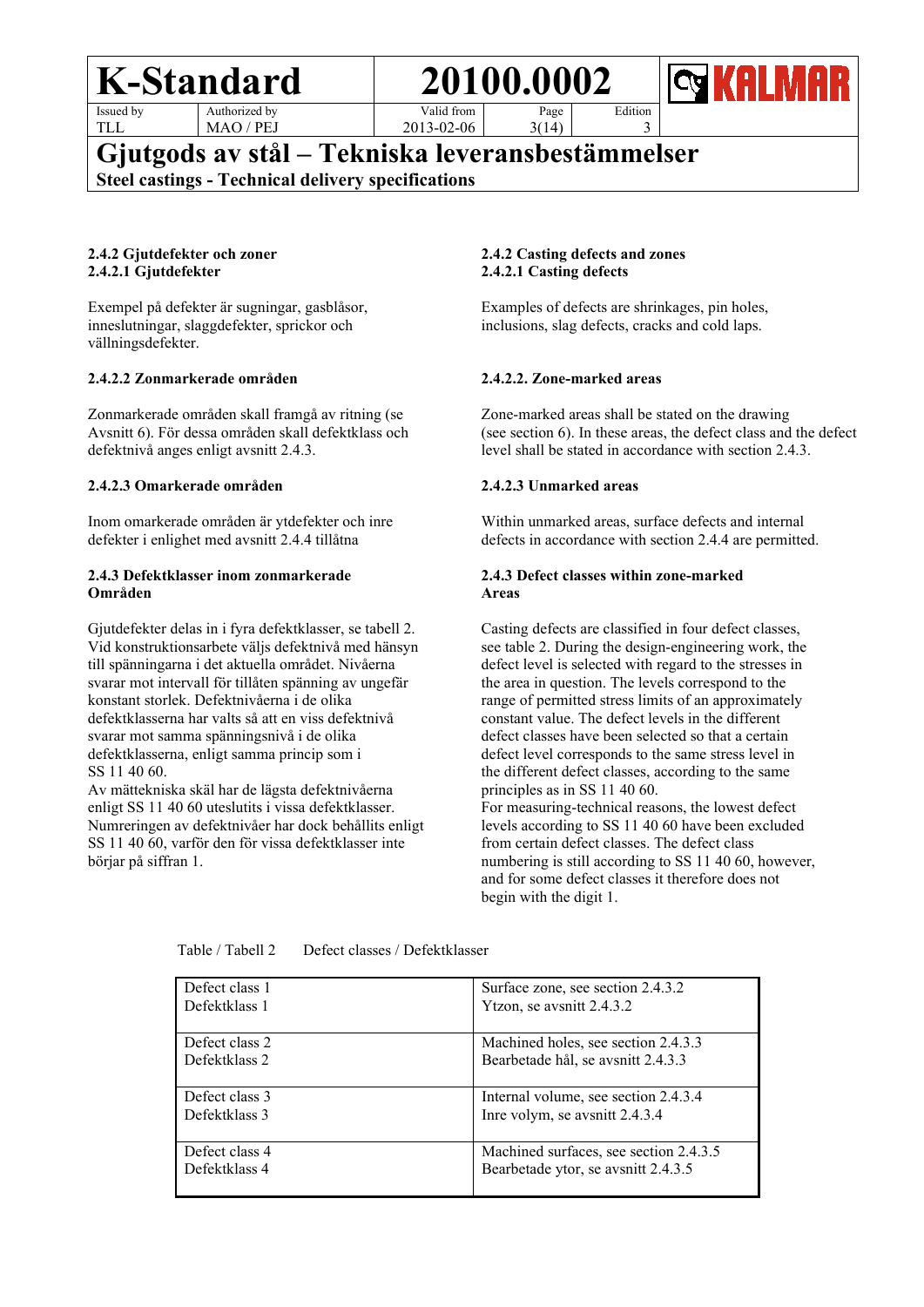#### 2.4.2 Gjutdefekter och zoner

#### 2.4.2.1 Gjutdefekter

Exempel på defekter är sugningar, gasblåsor, inneslutningar, slaggdefekter, sprickor och vällningsdefekter.

#### 2.4.2.2 Zonmarkerade områden

Zonmarkerade områden skall framgå av ritning (se Avsnitt 6). För dessa områden skall defektklass och defektnivå anges enligt avsnitt 2.4.3.

#### 2.4.2.3 Omarkerade områden

Inom omarkerade områden är ytdefekter och inre defekter i enlighet med avsnitt 2.4.4 tillåtna

#### 2.4.3 Defektklasser inom zonmarkerade Områden

Gjutdefekter delas in i fyra defektklasser, se tabell 2. Vid konstruktionsarbete väljs defektnivå med hänsyn till spänningarna i det aktuella området. Nivåerna svarar mot intervall för tillåten spänning av ungefär konstant storlek. Defektnivåerna i de olika defektklasserna har valts så att en viss defektnivå svarar mot samma spänningsnivå i de olika defektklasserna, enligt samma princip som i SS 11 40 60.
Av mättekniska skäl har de lägsta defektnivåerna enligt SS 11 40 60 uteslutits i vissa defektklasser. Numreringen av defektnivåer har dock behållits enligt SS 11 40 60, varför den för vissa defektklasser inte börjar på siffran 1.

#### 2.4.2 Casting defects and zones

#### 2.4.2.1 Casting defects

Examples of defects are shrinkages, pin holes, inclusions, slag defects, cracks and cold laps.

#### 2.4.2.2. Zone-marked areas

Zone-marked areas shall be stated on the drawing (see section 6). In these areas, the defect class and the defect level shall be stated in accordance with section 2.4.3.

#### 2.4.2.3 Unmarked areas

Within unmarked areas, surface defects and internal defects in accordance with section 2.4.4 are permitted.

#### 2.4.3 Defect classes within zone-marked Areas

Casting defects are classified in four defect classes, see table 2. During the design-engineering work, the defect level is selected with regard to the stresses in the area in question. The levels correspond to the range of permitted stress limits of an approximately constant value. The defect levels in the different defect classes have been selected so that a certain defect level corresponds to the same stress level in the different defect classes, according to the same principles as in SS 11 40 60.
For measuring-technical reasons, the lowest defect levels according to SS 11 40 60 have been excluded from certain defect classes. The defect class numbering is still according to SS 11 40 60, however, and for some defect classes it therefore does not begin with the digit 1.

Table / Tabell 2 Defect classes / Defektklasser

| | |
|---|---|
| Defect class 1<br>Defektklass 1 | Surface zone, see section 2.4.3.2<br>Ytzon, se avsnitt 2.4.3.2 |
| Defect class 2<br>Defektklass 2 | Machined holes, see section 2.4.3.3<br>Bearbetade hål, se avsnitt 2.4.3.3 |
| Defect class 3<br>Defektklass 3 | Internal volume, see section 2.4.3.4<br>Inre volym, se avsnitt 2.4.3.4 |
| Defect class 4<br>Defektklass 4 | Machined surfaces, see section 2.4.3.5<br>Bearbetade ytor, se avsnitt 2.4.3.5 |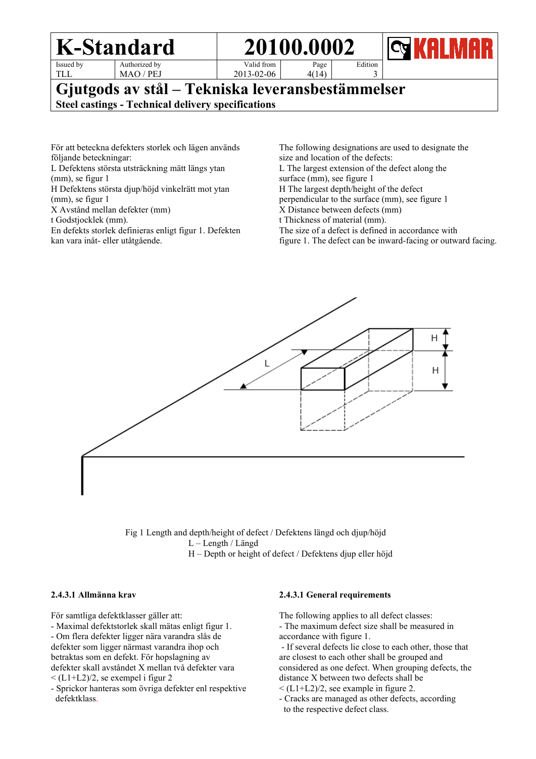För att beteckna defekters storlek och lägen används följande beteckningar:
L Defektens största utsträckning mätt längs ytan (mm), se figur 1
H Defektens största djup/höjd vinkelrätt mot ytan (mm), se figur 1
X Avstånd mellan defekter (mm)
t Godstjocklek (mm).
En defekts storlek definieras enligt figur 1. Defekten kan vara inåt- eller utåtgående.

The following designations are used to designate the size and location of the defects:
L The largest extension of the defect along the surface (mm), see figure 1
H The largest depth/height of the defect perpendicular to the surface (mm), see figure 1
X Distance between defects (mm)
t Thickness of material (mm).
The size of a defect is defined in accordance with figure 1. The defect can be inward-facing or outward facing.

Fig 1 Length and depth/height of defect / Defektens längd och djup/höjd
L – Length / Längd
H – Depth or height of defect / Defektens djup eller höjd

### 2.4.3.1 Allmänna krav

För samtliga defektklasser gäller att:
- Maximal defektstorlek skall mätas enligt figur 1.
- Om flera defekter ligger nära varandra slås de defekter som ligger närmast varandra ihop och betraktas som en defekt. För hopslagning av defekter skall avståndet X mellan två defekter vara < $(L1+L2)/2$, se exempel i figur 2
- Sprickor hanteras som övriga defekter enl respektive defektklass.

### 2.4.3.1 General requirements

The following applies to all defect classes:
- The maximum defect size shall be measured in accordance with figure 1.
- If several defects lie close to each other, those that are closest to each other shall be grouped and considered as one defect. When grouping defects, the distance X between two defects shall be < $(L1+L2)/2$, see example in figure 2.
- Cracks are managed as other defects, according to the respective defect class.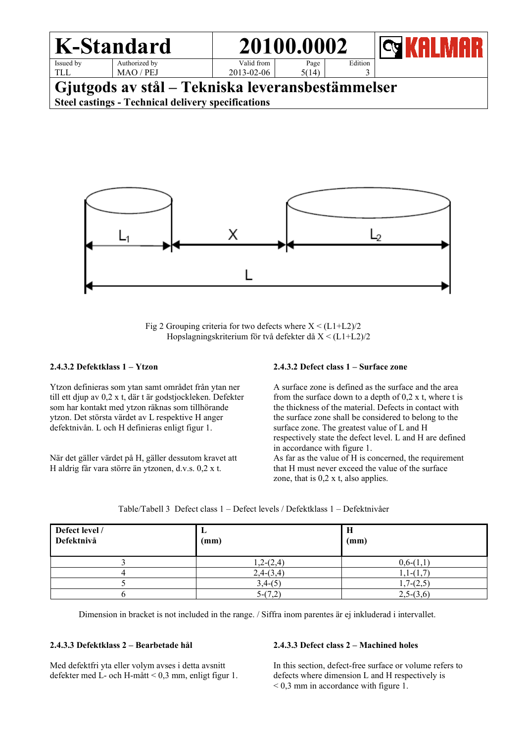Fig 2 Grouping criteria for two defects where $X < (L1+L2)/2$
Hopslagningskriterium för två defekter då $X < (L1+L2)/2$

### 2.4.3.2 Defektklass 1 – Ytzon

Ytzon definieras som ytan samt området från ytan ner till ett djup av 0,2 x t, där t är godstjockleken. Defekter som har kontakt med ytzon räknas som tillhörande ytzon. Det största värdet av L respektive H anger defektnivån. L och H definieras enligt figur 1.

När det gäller värdet på H, gäller dessutom kravet att H aldrig får vara större än ytzonen, d.v.s. 0,2 x t.

### 2.4.3.2 Defect class 1 – Surface zone

A surface zone is defined as the surface and the area from the surface down to a depth of 0,2 x t, where t is the thickness of the material. Defects in contact with the surface zone shall be considered to belong to the surface zone. The greatest value of L and H respectively state the defect level. L and H are defined in accordance with figure 1.
As far as the value of H is concerned, the requirement that H must never exceed the value of the surface zone, that is 0,2 x t, also applies.

Table/Tabell 3 Defect class 1 – Defect levels / Defektklass 1 – Defektnivåer

| Defect level / Defektnivå | L (mm) | H (mm) |
|---|---|---|
| 3 | 1,2-(2,4) | 0,6-(1,1) |
| 4 | 2,4-(3,4) | 1,1-(1,7) |
| 5 | 3,4-(5) | 1,7-(2,5) |
| 6 | 5-(7,2) | 2,5-(3,6) |

Dimension in bracket is not included in the range. / Siffra inom parentes är ej inkluderad i intervallet.

### 2.4.3.3 Defektklass 2 – Bearbetade hål

Med defektfri yta eller volym avses i detta avsnitt defekter med L- och H-mått < 0,3 mm, enligt figur 1.

### 2.4.3.3 Defect class 2 – Machined holes

In this section, defect-free surface or volume refers to defects where dimension L and H respectively is < 0,3 mm in accordance with figure 1.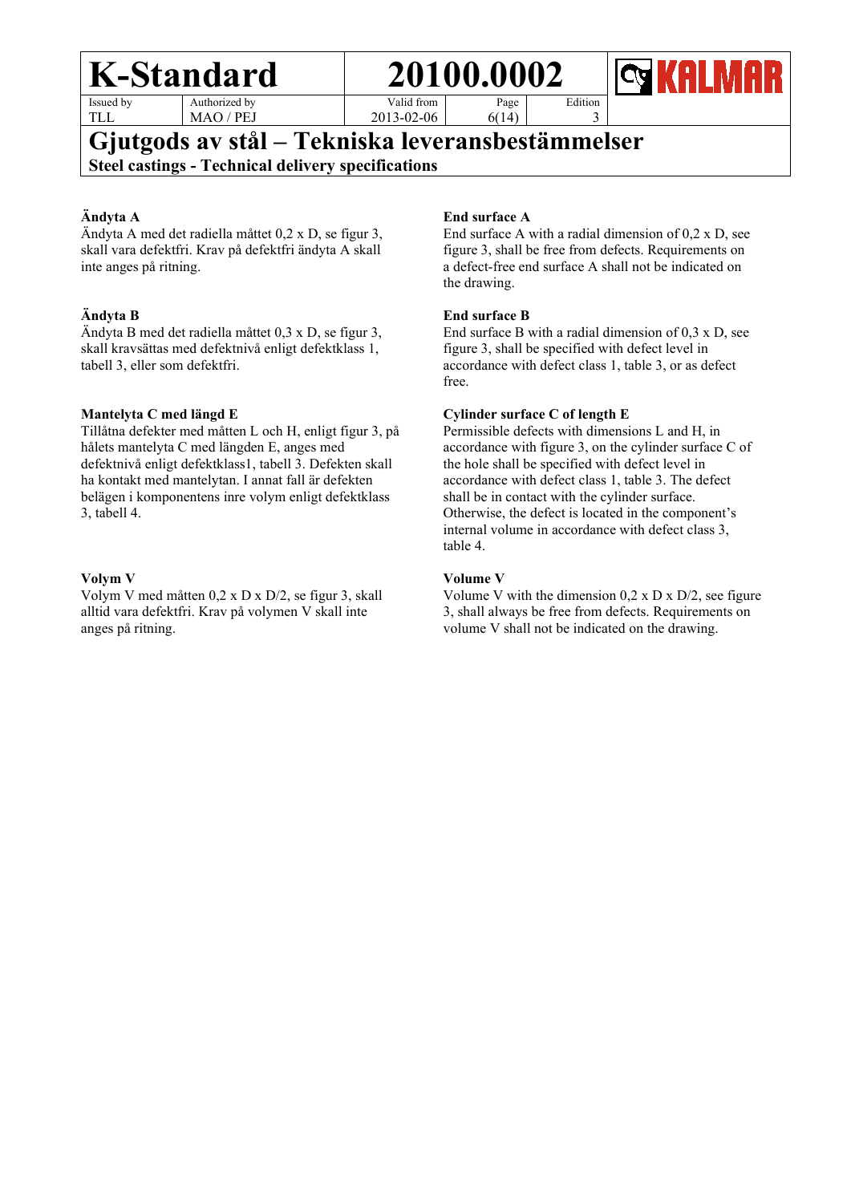**Ändyta A**
Ändyta A med det radiella måttet 0,2 x D, se figur 3, skall vara defektfri. Krav på defektfri ändyta A skall inte anges på ritning.

**End surface A**
End surface A with a radial dimension of 0,2 x D, see figure 3, shall be free from defects. Requirements on a defect-free end surface A shall not be indicated on the drawing.

**Ändyta B**
Ändyta B med det radiella måttet 0,3 x D, se figur 3, skall kravsättas med defektnivå enligt defektklass 1, tabell 3, eller som defektfri.

**End surface B**
End surface B with a radial dimension of 0,3 x D, see figure 3, shall be specified with defect level in accordance with defect class 1, table 3, or as defect free.

**Mantelyta C med längd E**
Tillåtna defekter med måtten L och H, enligt figur 3, på hålets mantelyta C med längden E, anges med defektnivå enligt defektklass1, tabell 3. Defekten skall ha kontakt med mantelytan. I annat fall är defekten belägen i komponentens inre volym enligt defektklass 3, tabell 4.

**Cylinder surface C of length E**
Permissible defects with dimensions L and H, in accordance with figure 3, on the cylinder surface C of the hole shall be specified with defect level in accordance with defect class 1, table 3. The defect shall be in contact with the cylinder surface. Otherwise, the defect is located in the component's internal volume in accordance with defect class 3, table 4.

**Volym V**
Volym V med måtten 0,2 x D x D/2, se figur 3, skall alltid vara defektfri. Krav på volymen V skall inte anges på ritning.

**Volume V**
Volume V with the dimension 0,2 x D x D/2, see figure 3, shall always be free from defects. Requirements on volume V shall not be indicated on the drawing.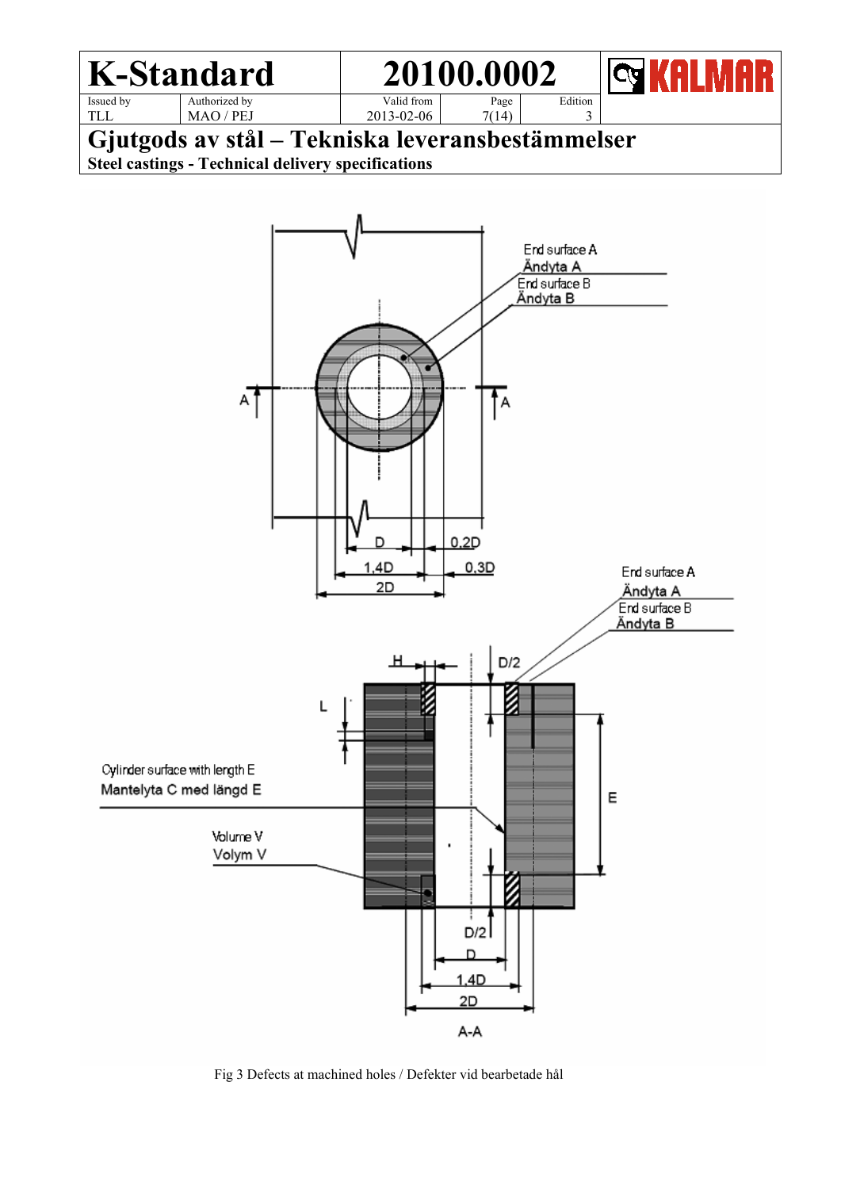End surface A
Ändyta A
End surface B
Ändyta B

A A

D 0,2D
1,4D 0,3D
2D

End surface A
Ändyta A
End surface B
Ändyta B

H D/2

L

Cylinder surface with length E
Mantelyta C med längd E

E

Volume V
Volym V

D/2
D
1,4D
2D

A-A

Fig 3 Defects at machined holes / Defekter vid bearbetade hål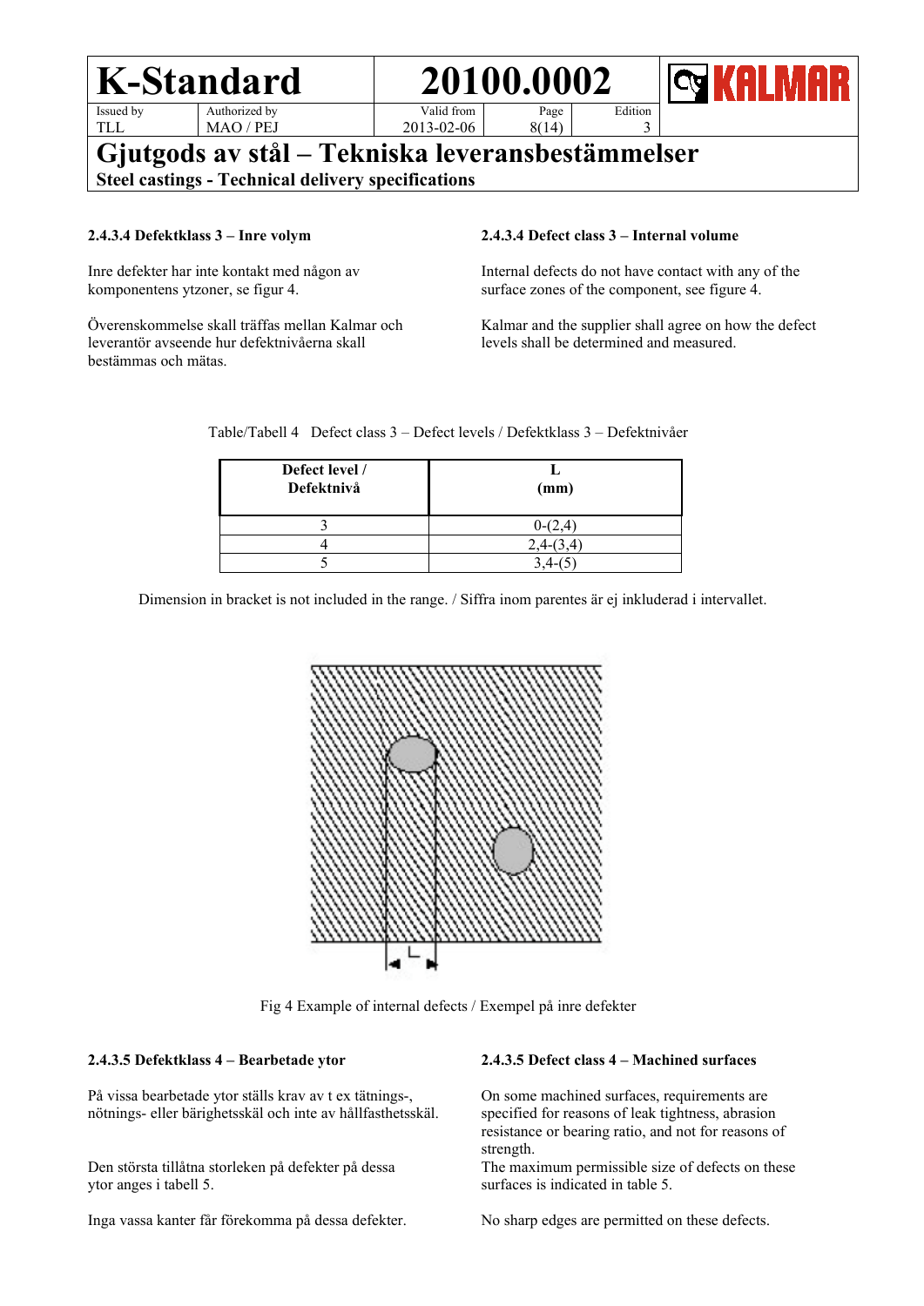### 2.4.3.4 Defektklass 3 – Inre volym

Inre defekter har inte kontakt med någon av komponentens ytzoner, se figur 4.

Överenskommelse skall träffas mellan Kalmar och leverantör avseende hur defektnivåerna skall bestämmas och mätas.

### 2.4.3.4 Defect class 3 – Internal volume

Internal defects do not have contact with any of the surface zones of the component, see figure 4.

Kalmar and the supplier shall agree on how the defect levels shall be determined and measured.

Table/Tabell 4 Defect class 3 – Defect levels / Defektklass 3 – Defektnivåer

| Defect level / Defektnivå | L (mm) |
|---|---|
| 3 | 0-(2,4) |
| 4 | 2,4-(3,4) |
| 5 | 3,4-(5) |

Dimension in bracket is not included in the range. / Siffra inom parentes är ej inkluderad i intervallet.

Fig 4 Example of internal defects / Exempel på inre defekter

### 2.4.3.5 Defektklass 4 – Bearbetade ytor

På vissa bearbetade ytor ställs krav av t ex tätnings-, nötnings- eller bärighetsskäl och inte av hållfasthetsskäl.

Den största tillåtna storleken på defekter på dessa ytor anges i tabell 5.

Inga vassa kanter får förekomma på dessa defekter.

### 2.4.3.5 Defect class 4 – Machined surfaces

On some machined surfaces, requirements are specified for reasons of leak tightness, abrasion resistance or bearing ratio, and not for reasons of strength.

The maximum permissible size of defects on these surfaces is indicated in table 5.

No sharp edges are permitted on these defects.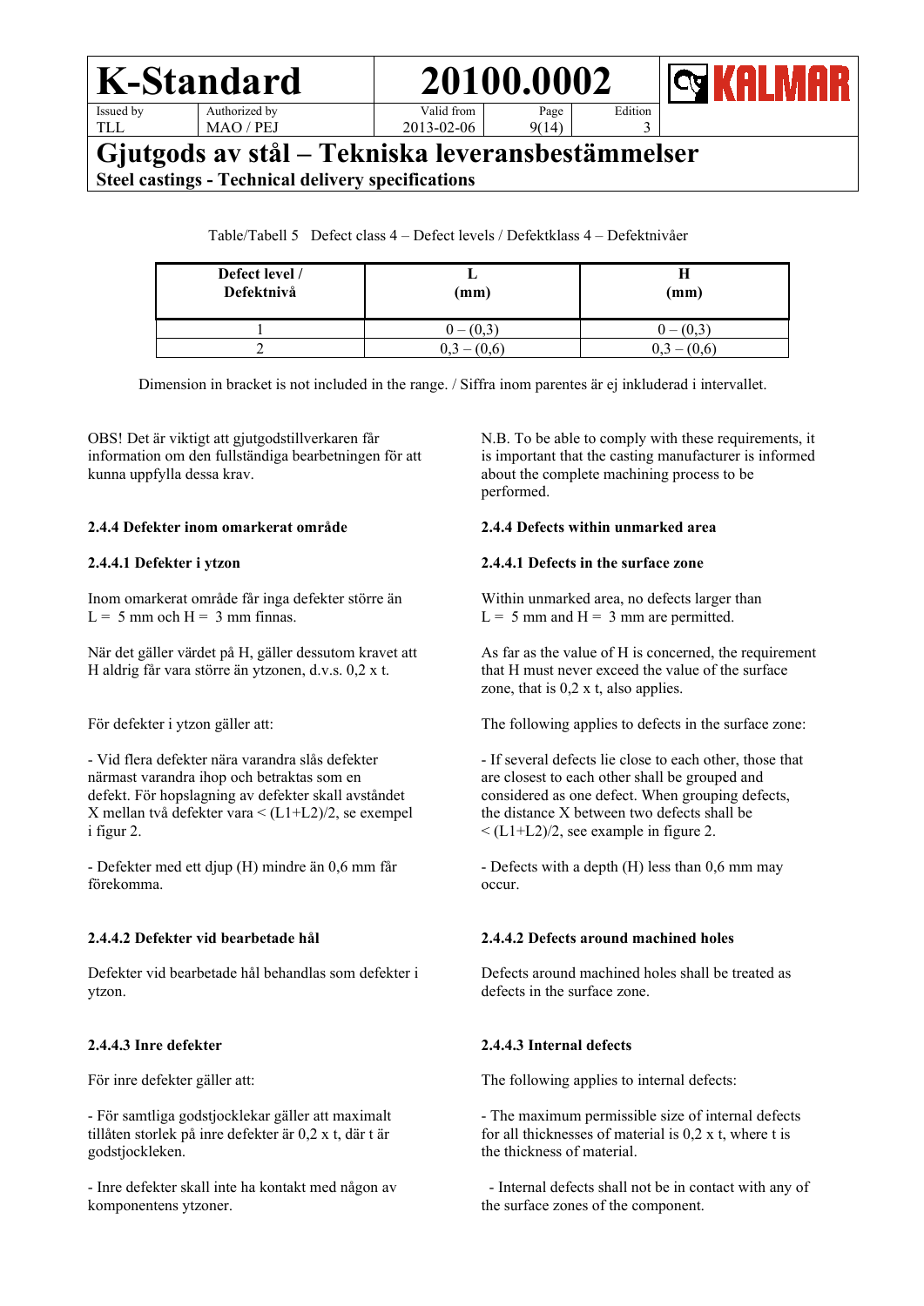Table/Tabell 5 Defect class 4 – Defect levels / Defektklass 4 – Defektnivåer

| Defect level / Defektnivå | L (mm) | H (mm) |
|---|---|---|
| 1 | 0 – (0,3) | 0 – (0,3) |
| 2 | 0,3 – (0,6) | 0,3 – (0,6) |

Dimension in bracket is not included in the range. / Siffra inom parentes är ej inkluderad i intervallet.

OBS! Det är viktigt att gjutgodstillverkaren får information om den fullständiga bearbetningen för att kunna uppfylla dessa krav.

N.B. To be able to comply with these requirements, it is important that the casting manufacturer is informed about the complete machining process to be performed.

#### 2.4.4 Defekter inom omarkerat område

#### 2.4.4 Defects within unmarked area

##### 2.4.4.1 Defekter i ytzon

Inom omarkerat område får inga defekter större än L = 5 mm och H = 3 mm finnas.

När det gäller värdet på H, gäller dessutom kravet att H aldrig får vara större än ytzonen, d.v.s. 0,2 x t.

För defekter i ytzon gäller att:

- Vid flera defekter nära varandra slås defekter närmast varandra ihop och betraktas som en defekt. För hopslagning av defekter skall avståndet X mellan två defekter vara < (L1+L2)/2, se exempel i figur 2.

- Defekter med ett djup (H) mindre än 0,6 mm får förekomma.

##### 2.4.4.1 Defects in the surface zone

Within unmarked area, no defects larger than L = 5 mm and H = 3 mm are permitted.

As far as the value of H is concerned, the requirement that H must never exceed the value of the surface zone, that is 0,2 x t, also applies.

The following applies to defects in the surface zone:

- If several defects lie close to each other, those that are closest to each other shall be grouped and considered as one defect. When grouping defects, the distance X between two defects shall be < (L1+L2)/2, see example in figure 2.

- Defects with a depth (H) less than 0,6 mm may occur.

##### 2.4.4.2 Defekter vid bearbetade hål

Defekter vid bearbetade hål behandlas som defekter i ytzon.

##### 2.4.4.2 Defects around machined holes

Defects around machined holes shall be treated as defects in the surface zone.

##### 2.4.4.3 Inre defekter

För inre defekter gäller att:

- För samtliga godstjocklekar gäller att maximalt tillåten storlek på inre defekter är 0,2 x t, där t är godstjockleken.

- Inre defekter skall inte ha kontakt med någon av komponentens ytzoner.

##### 2.4.4.3 Internal defects

The following applies to internal defects:

- The maximum permissible size of internal defects for all thicknesses of material is 0,2 x t, where t is the thickness of material.

- Internal defects shall not be in contact with any of the surface zones of the component.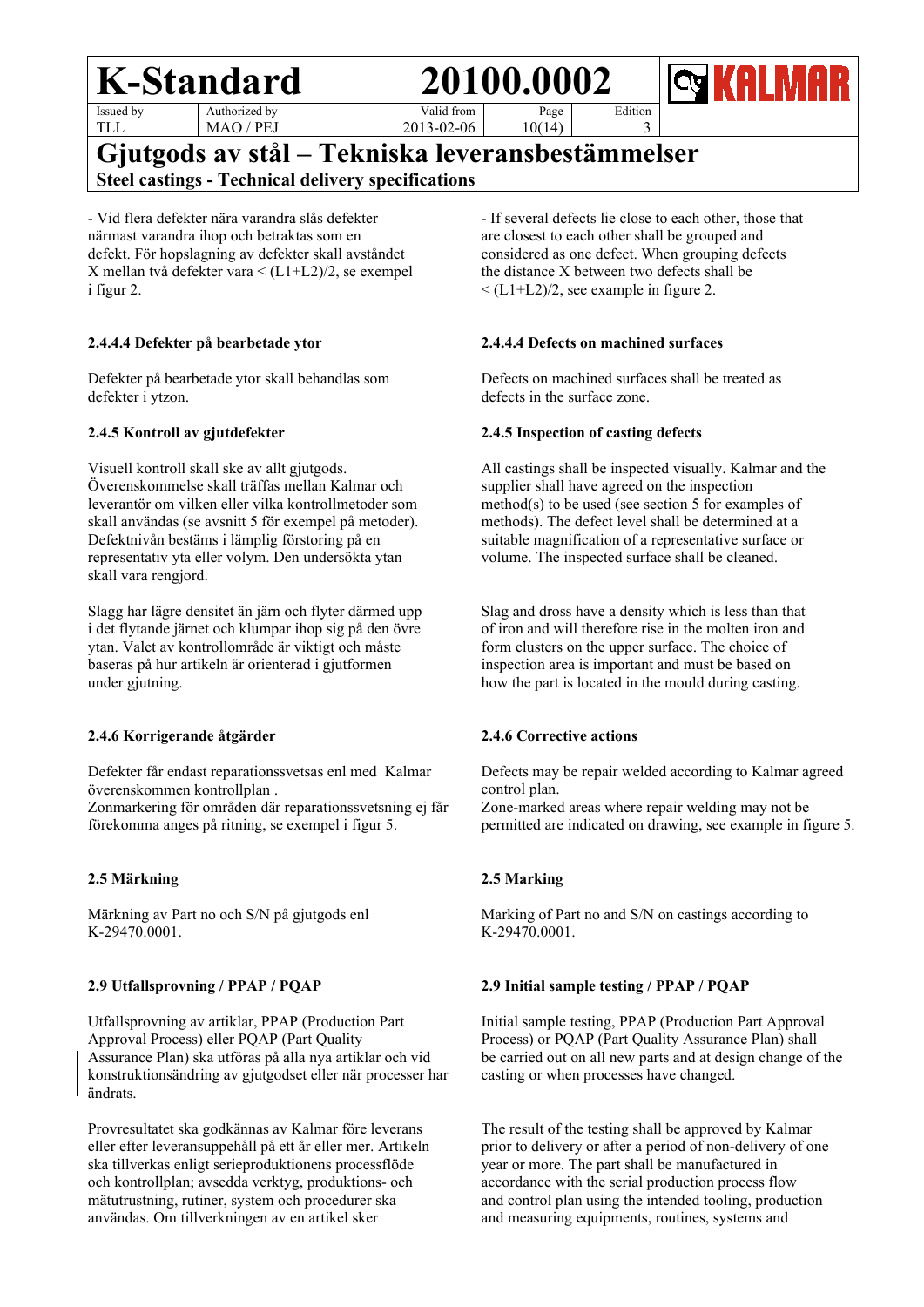# Gjutgods av stål – Tekniska leveransbestämmelser

**Steel castings - Technical delivery specifications**

- Vid flera defekter nära varandra slås defekter närmast varandra ihop och betraktas som en defekt. För hopslagning av defekter skall avståndet X mellan två defekter vara < (L1+L2)/2, se exempel i figur 2.

- If several defects lie close to each other, those that are closest to each other shall be grouped and considered as one defect. When grouping defects the distance X between two defects shall be < (L1+L2)/2, see example in figure 2.

### 2.4.4.4 Defekter på bearbetade ytor

Defekter på bearbetade ytor skall behandlas som defekter i ytzon.

### 2.4.4.4 Defects on machined surfaces

Defects on machined surfaces shall be treated as defects in the surface zone.

### 2.4.5 Kontroll av gjutdefekter

Visuell kontroll skall ske av allt gjutgods. Överenskommelse skall träffas mellan Kalmar och leverantör om vilken eller vilka kontrollmetoder som skall användas (se avsnitt 5 för exempel på metoder). Defektnivån bestäms i lämplig förstoring på en representativ yta eller volym. Den undersökta ytan skall vara rengjord.

Slagg har lägre densitet än järn och flyter därmed upp i det flytande järnet och klumpar ihop sig på den övre ytan. Valet av kontrollområde är viktigt och måste baseras på hur artikeln är orienterad i gjutformen under gjutning.

### 2.4.5 Inspection of casting defects

All castings shall be inspected visually. Kalmar and the supplier shall have agreed on the inspection method(s) to be used (see section 5 for examples of methods). The defect level shall be determined at a suitable magnification of a representative surface or volume. The inspected surface shall be cleaned.

Slag and dross have a density which is less than that of iron and will therefore rise in the molten iron and form clusters on the upper surface. The choice of inspection area is important and must be based on how the part is located in the mould during casting.

### 2.4.6 Korrigerande åtgärder

Defekter får endast reparationssvetsas enl med Kalmar överenskommen kontrollplan .
Zonmarkering för områden där reparationssvetsning ej får förekomma anges på ritning, se exempel i figur 5.

### 2.4.6 Corrective actions

Defects may be repair welded according to Kalmar agreed control plan.
Zone-marked areas where repair welding may not be permitted are indicated on drawing, see example in figure 5.

## 2.5 Märkning

Märkning av Part no och S/N på gjutgods enl K-29470.0001.

## 2.5 Marking

Marking of Part no and S/N on castings according to K-29470.0001.

## 2.9 Utfallsprovning / PPAP / PQAP

Utfallsprovning av artiklar, PPAP (Production Part Approval Process) eller PQAP (Part Quality Assurance Plan) ska utföras på alla nya artiklar och vid konstruktionsändring av gjutgodset eller när processer har ändrats.

Provresultatet ska godkännas av Kalmar före leverans eller efter leveransuppehåll på ett år eller mer. Artikeln ska tillverkas enligt serieproduktionens processflöde och kontrollplan; avsedda verktyg, produktions- och mätutrustning, rutiner, system och procedurer ska användas. Om tillverkningen av en artikel sker

## 2.9 Initial sample testing / PPAP / PQAP

Initial sample testing, PPAP (Production Part Approval Process) or PQAP (Part Quality Assurance Plan) shall be carried out on all new parts and at design change of the casting or when processes have changed.

The result of the testing shall be approved by Kalmar prior to delivery or after a period of non-delivery of one year or more. The part shall be manufactured in accordance with the serial production process flow and control plan using the intended tooling, production and measuring equipments, routines, systems and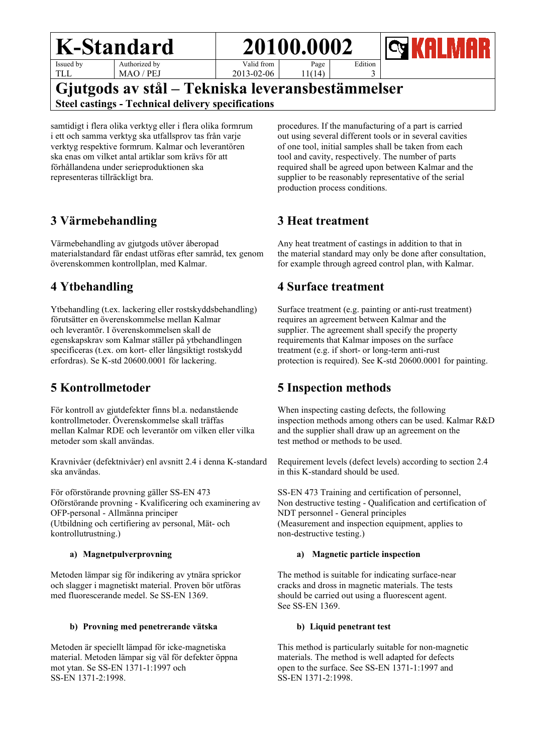samtidigt i flera olika verktyg eller i flera olika formrum i ett och samma verktyg ska utfallsprov tas från varje verktyg respektive formrum. Kalmar och leverantören ska enas om vilket antal artiklar som krävs för att förhållandena under serieproduktionen ska representeras tillräckligt bra.

procedures. If the manufacturing of a part is carried out using several different tools or in several cavities of one tool, initial samples shall be taken from each tool and cavity, respectively. The number of parts required shall be agreed upon between Kalmar and the supplier to be reasonably representative of the serial production process conditions.

## 3 Värmebehandling

Värmebehandling av gjutgods utöver åberopad materialstandard får endast utföras efter samråd, tex genom överenskommen kontrollplan, med Kalmar.

## 3 Heat treatment

Any heat treatment of castings in addition to that in the material standard may only be done after consultation, for example through agreed control plan, with Kalmar.

## 4 Ytbehandling

Ytbehandling (t.ex. lackering eller rostskyddsbehandling) förutsätter en överenskommelse mellan Kalmar och leverantör. I överenskommelsen skall de egenskapskrav som Kalmar ställer på ytbehandlingen specificeras (t.ex. om kort- eller långsiktigt rostskydd erfordras). Se K-std 20600.0001 för lackering.

## 4 Surface treatment

Surface treatment (e.g. painting or anti-rust treatment) requires an agreement between Kalmar and the supplier. The agreement shall specify the property requirements that Kalmar imposes on the surface treatment (e.g. if short- or long-term anti-rust protection is required). See K-std 20600.0001 for painting.

## 5 Kontrollmetoder

För kontroll av gjutdefekter finns bl.a. nedanstående kontrollmetoder. Överenskommelse skall träffas mellan Kalmar RDE och leverantör om vilken eller vilka metoder som skall användas.

Kravnivåer (defektnivåer) enl avsnitt 2.4 i denna K-standard ska användas.

För oförstörande provning gäller SS-EN 473 Oförstörande provning - Kvalificering och examinering av OFP-personal - Allmänna principer (Utbildning och certifiering av personal, Mät- och kontrollutrustning.)

## 5 Inspection methods

When inspecting casting defects, the following inspection methods among others can be used. Kalmar R&D and the supplier shall draw up an agreement on the test method or methods to be used.

Requirement levels (defect levels) according to section 2.4 in this K-standard should be used.

SS-EN 473 Training and certification of personnel, Non destructive testing - Qualification and certification of NDT personnel - General principles (Measurement and inspection equipment, applies to non-destructive testing.)

### a) Magnetpulverprovning

Metoden lämpar sig för indikering av ytnära sprickor och slagger i magnetiskt material. Proven bör utföras med fluorescerande medel. Se SS-EN 1369.

### a) Magnetic particle inspection

The method is suitable for indicating surface-near cracks and dross in magnetic materials. The tests should be carried out using a fluorescent agent. See SS-EN 1369.

### b) Provning med penetrerande vätska

Metoden är speciellt lämpad för icke-magnetiska material. Metoden lämpar sig väl för defekter öppna mot ytan. Se SS-EN 1371-1:1997 och SS-EN 1371-2:1998.

### b) Liquid penetrant test

This method is particularly suitable for non-magnetic materials. The method is well adapted for defects open to the surface. See SS-EN 1371-1:1997 and SS-EN 1371-2:1998.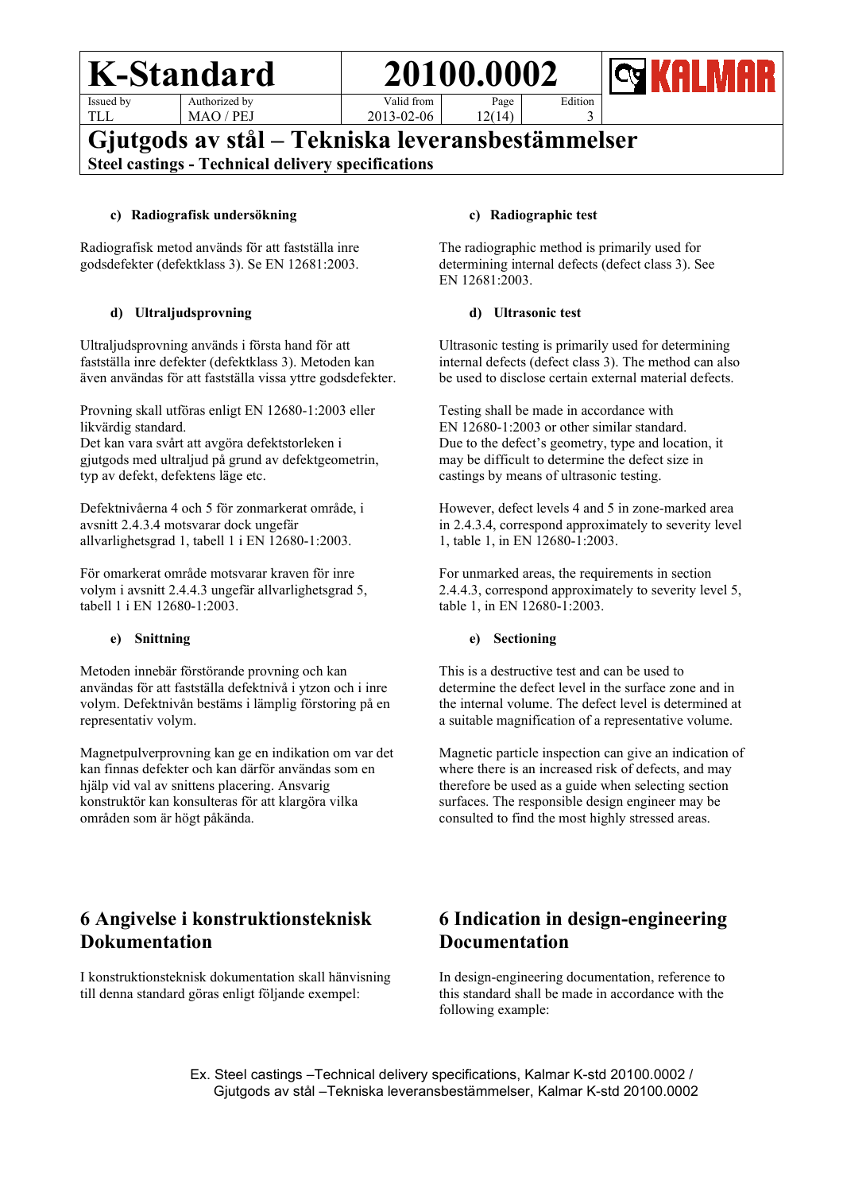#### c) Radiografisk undersökning

Radiografisk metod används för att fastställa inre godsdefekter (defektklass 3). Se EN 12681:2003.

#### c) Radiographic test

The radiographic method is primarily used for determining internal defects (defect class 3). See EN 12681:2003.

#### d) Ultraljudsprovning

Ultraljudsprovning används i första hand för att fastställa inre defekter (defektklass 3). Metoden kan även användas för att fastställa vissa yttre godsdefekter.

Provning skall utföras enligt EN 12680-1:2003 eller likvärdig standard.
Det kan vara svårt att avgöra defektstorleken i gjutgods med ultraljud på grund av defektgeometrin, typ av defekt, defektens läge etc.

Defektnivåerna 4 och 5 för zonmarkerat område, i avsnitt 2.4.3.4 motsvarar dock ungefär allvarlighetsgrad 1, tabell 1 i EN 12680-1:2003.

För omarkerat område motsvarar kraven för inre volym i avsnitt 2.4.4.3 ungefär allvarlighetsgrad 5, tabell 1 i EN 12680-1:2003.

#### d) Ultrasonic test

Ultrasonic testing is primarily used for determining internal defects (defect class 3). The method can also be used to disclose certain external material defects.

Testing shall be made in accordance with EN 12680-1:2003 or other similar standard.
Due to the defect's geometry, type and location, it may be difficult to determine the defect size in castings by means of ultrasonic testing.

However, defect levels 4 and 5 in zone-marked area in 2.4.3.4, correspond approximately to severity level 1, table 1, in EN 12680-1:2003.

For unmarked areas, the requirements in section 2.4.4.3, correspond approximately to severity level 5, table 1, in EN 12680-1:2003.

#### e) Snittning

Metoden innebär förstörande provning och kan användas för att fastställa defektnivå i ytzon och i inre volym. Defektnivån bestäms i lämplig förstoring på en representativ volym.

Magnetpulverprovning kan ge en indikation om var det kan finnas defekter och kan därför användas som en hjälp vid val av snittens placering. Ansvarig konstruktör kan konsulteras för att klargöra vilka områden som är högt påkända.

#### e) Sectioning

This is a destructive test and can be used to determine the defect level in the surface zone and in the internal volume. The defect level is determined at a suitable magnification of a representative volume.

Magnetic particle inspection can give an indication of where there is an increased risk of defects, and may therefore be used as a guide when selecting section surfaces. The responsible design engineer may be consulted to find the most highly stressed areas.

## 6 Angivelse i konstruktionsteknisk Dokumentation

I konstruktionsteknisk dokumentation skall hänvisning till denna standard göras enligt följande exempel:

## 6 Indication in design-engineering Documentation

In design-engineering documentation, reference to this standard shall be made in accordance with the following example:

Ex. Steel castings –Technical delivery specifications, Kalmar K-std 20100.0002 /
Gjutgods av stål –Tekniska leveransbestämmelser, Kalmar K-std 20100.0002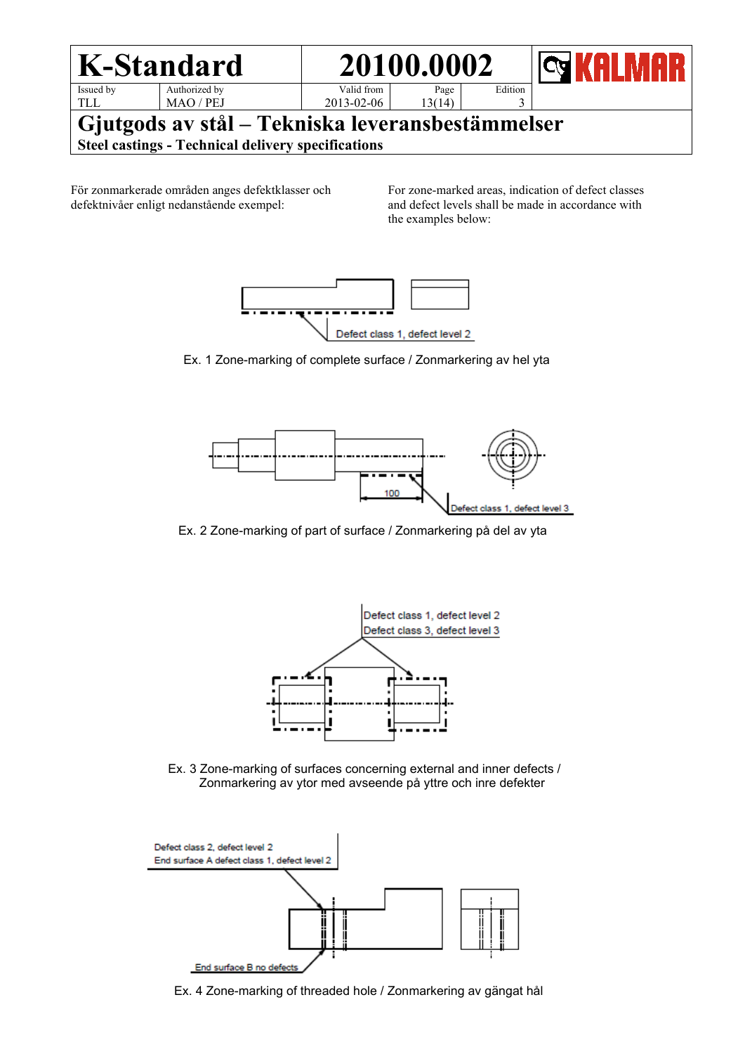För zonmarkerade områden anges defektklasser och defektnivåer enligt nedanstående exempel:

For zone-marked areas, indication of defect classes and defect levels shall be made in accordance with the examples below:

Defect class 1, defect level 2

Ex. 1 Zone-marking of complete surface / Zonmarkering av hel yta

100

Defect class 1, defect level 3

Ex. 2 Zone-marking of part of surface / Zonmarkering på del av yta

Defect class 1, defect level 2
Defect class 3, defect level 3

Ex. 3 Zone-marking of surfaces concerning external and inner defects / Zonmarkering av ytor med avseende på yttre och inre defekter

Defect class 2, defect level 2
End surface A defect class 1, defect level 2

End surface B no defects

Ex. 4 Zone-marking of threaded hole / Zonmarkering av gängat hål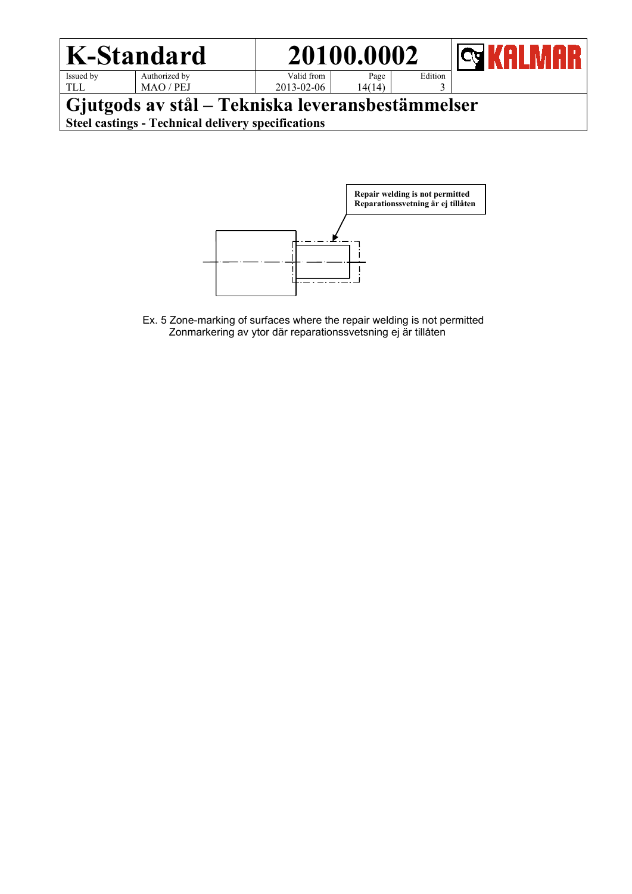Repair welding is not permitted
Reparationssvetning är ej tillåten

Ex. 5 Zone-marking of surfaces where the repair welding is not permitted
Zonmarkering av ytor där reparationssvetsning ej är tillåten